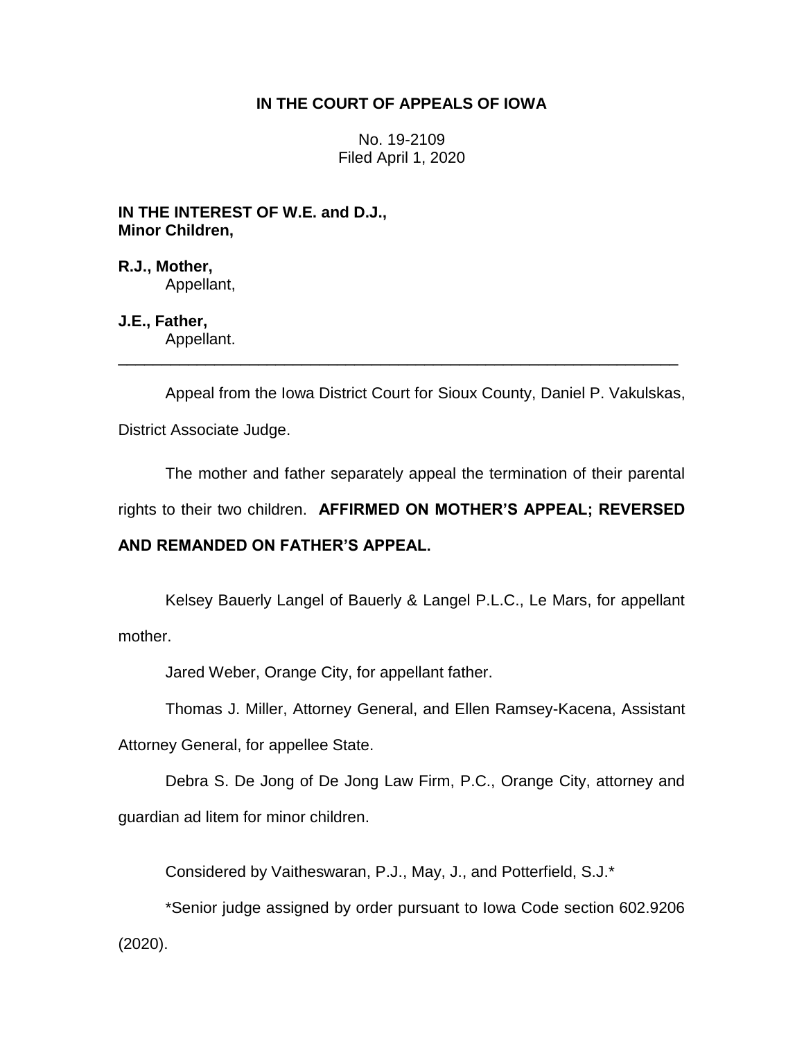**IN THE COURT OF APPEALS OF IOWA**

No. 19-2109
Filed April 1, 2020

**IN THE INTEREST OF W.E. and D.J., Minor Children,**

**R.J., Mother,**
Appellant,

**J.E., Father,**
Appellant.

---

Appeal from the Iowa District Court for Sioux County, Daniel P. Vakulskas, District Associate Judge.

The mother and father separately appeal the termination of their parental rights to their two children. **AFFIRMED ON MOTHER'S APPEAL; REVERSED AND REMANDED ON FATHER'S APPEAL.**

Kelsey Bauerly Langel of Bauerly & Langel P.L.C., Le Mars, for appellant mother.

Jared Weber, Orange City, for appellant father.

Thomas J. Miller, Attorney General, and Ellen Ramsey-Kacena, Assistant Attorney General, for appellee State.

Debra S. De Jong of De Jong Law Firm, P.C., Orange City, attorney and guardian ad litem for minor children.

Considered by Vaitheswaran, P.J., May, J., and Potterfield, S.J.*

*Senior judge assigned by order pursuant to Iowa Code section 602.9206 (2020).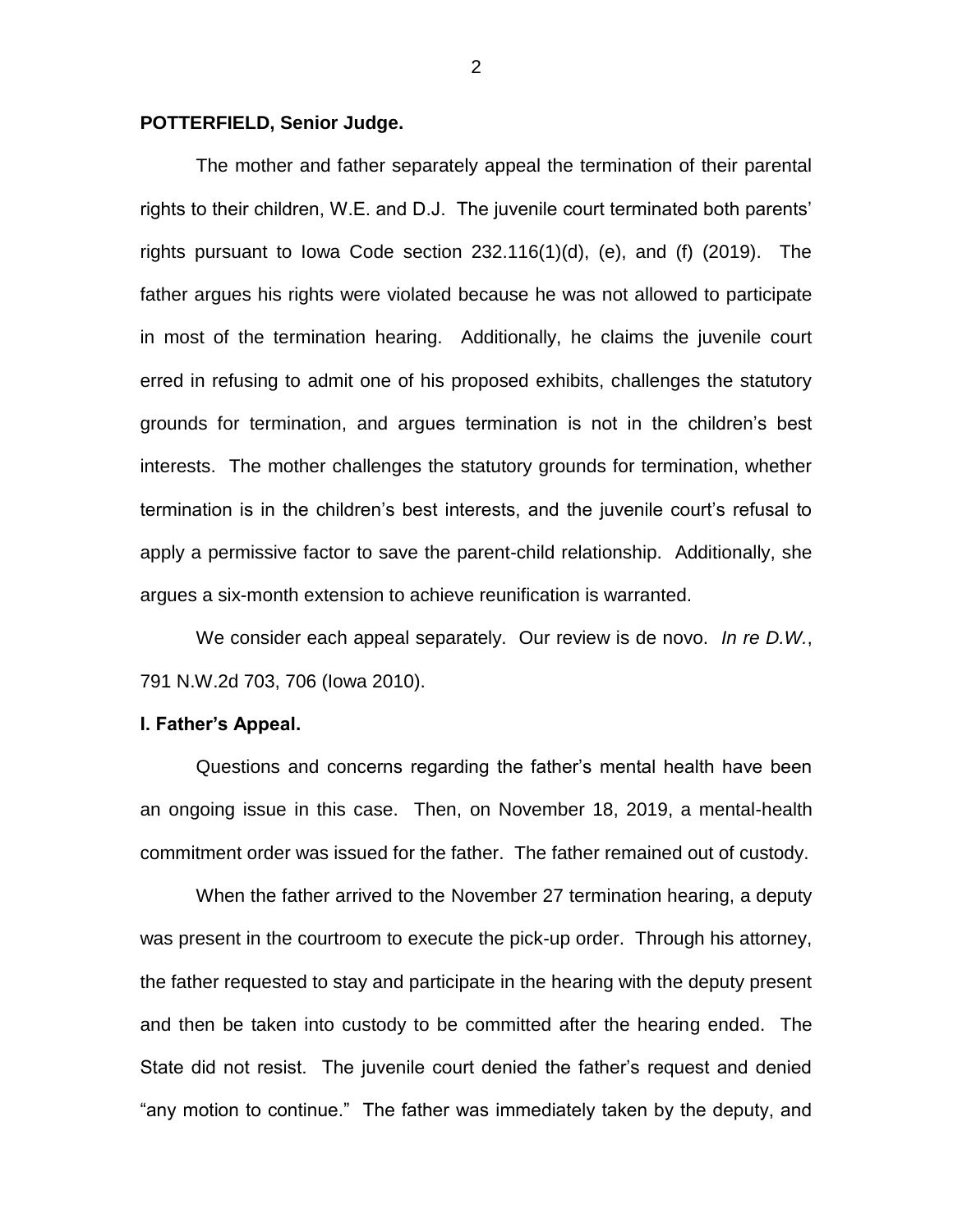**POTTERFIELD, Senior Judge.**

The mother and father separately appeal the termination of their parental rights to their children, W.E. and D.J. The juvenile court terminated both parents' rights pursuant to Iowa Code section 232.116(1)(d), (e), and (f) (2019). The father argues his rights were violated because he was not allowed to participate in most of the termination hearing. Additionally, he claims the juvenile court erred in refusing to admit one of his proposed exhibits, challenges the statutory grounds for termination, and argues termination is not in the children's best interests. The mother challenges the statutory grounds for termination, whether termination is in the children's best interests, and the juvenile court's refusal to apply a permissive factor to save the parent-child relationship. Additionally, she argues a six-month extension to achieve reunification is warranted.

We consider each appeal separately. Our review is de novo. *In re D.W.*, 791 N.W.2d 703, 706 (Iowa 2010).

**I. Father's Appeal.**

Questions and concerns regarding the father's mental health have been an ongoing issue in this case. Then, on November 18, 2019, a mental-health commitment order was issued for the father. The father remained out of custody.

When the father arrived to the November 27 termination hearing, a deputy was present in the courtroom to execute the pick-up order. Through his attorney, the father requested to stay and participate in the hearing with the deputy present and then be taken into custody to be committed after the hearing ended. The State did not resist. The juvenile court denied the father's request and denied "any motion to continue." The father was immediately taken by the deputy, and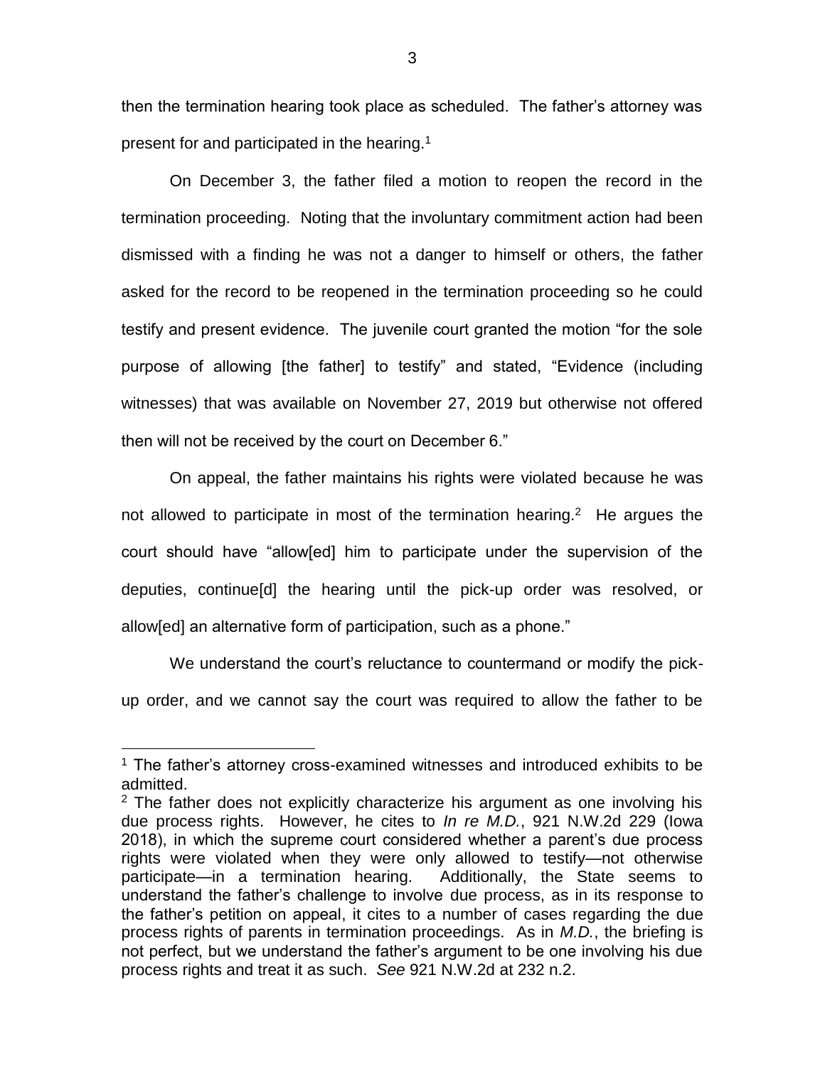then the termination hearing took place as scheduled. The father's attorney was present for and participated in the hearing.[1]

On December 3, the father filed a motion to reopen the record in the termination proceeding. Noting that the involuntary commitment action had been dismissed with a finding he was not a danger to himself or others, the father asked for the record to be reopened in the termination proceeding so he could testify and present evidence. The juvenile court granted the motion "for the sole purpose of allowing [the father] to testify" and stated, "Evidence (including witnesses) that was available on November 27, 2019 but otherwise not offered then will not be received by the court on December 6."

On appeal, the father maintains his rights were violated because he was not allowed to participate in most of the termination hearing.[2] He argues the court should have "allow[ed] him to participate under the supervision of the deputies, continue[d] the hearing until the pick-up order was resolved, or allow[ed] an alternative form of participation, such as a phone."

We understand the court's reluctance to countermand or modify the pick-up order, and we cannot say the court was required to allow the father to be

---

[1] The father's attorney cross-examined witnesses and introduced exhibits to be admitted.

[2] The father does not explicitly characterize his argument as one involving his due process rights. However, he cites to *In re M.D.*, 921 N.W.2d 229 (Iowa 2018), in which the supreme court considered whether a parent's due process rights were violated when they were only allowed to testify—not otherwise participate—in a termination hearing. Additionally, the State seems to understand the father's challenge to involve due process, as in its response to the father's petition on appeal, it cites to a number of cases regarding the due process rights of parents in termination proceedings. As in *M.D.*, the briefing is not perfect, but we understand the father's argument to be one involving his due process rights and treat it as such. *See* 921 N.W.2d at 232 n.2.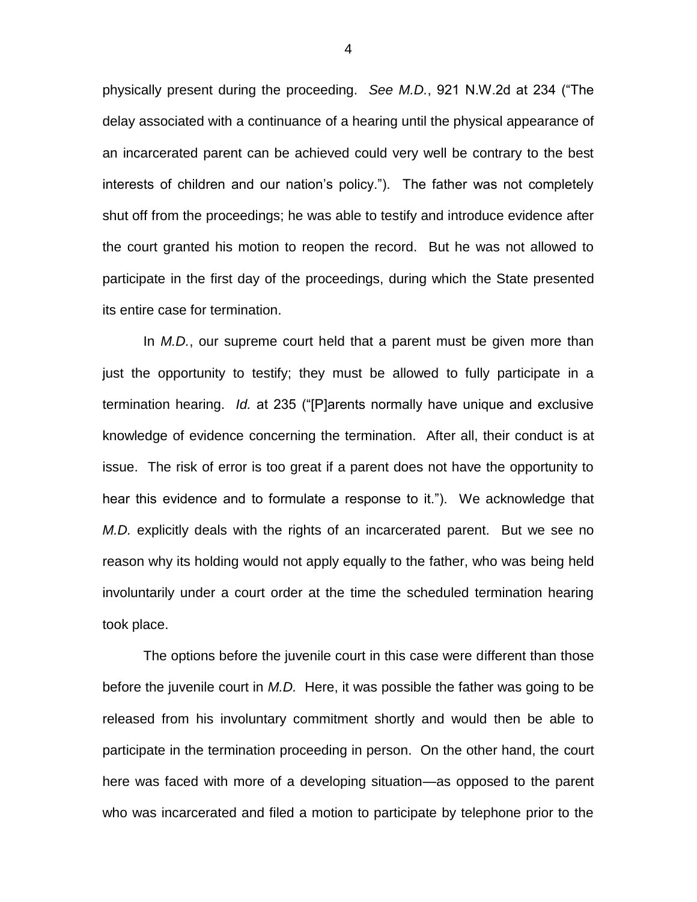physically present during the proceeding. *See M.D.*, 921 N.W.2d at 234 ("The delay associated with a continuance of a hearing until the physical appearance of an incarcerated parent can be achieved could very well be contrary to the best interests of children and our nation's policy."). The father was not completely shut off from the proceedings; he was able to testify and introduce evidence after the court granted his motion to reopen the record. But he was not allowed to participate in the first day of the proceedings, during which the State presented its entire case for termination.

In *M.D.*, our supreme court held that a parent must be given more than just the opportunity to testify; they must be allowed to fully participate in a termination hearing. *Id.* at 235 ("[P]arents normally have unique and exclusive knowledge of evidence concerning the termination. After all, their conduct is at issue. The risk of error is too great if a parent does not have the opportunity to hear this evidence and to formulate a response to it."). We acknowledge that *M.D.* explicitly deals with the rights of an incarcerated parent. But we see no reason why its holding would not apply equally to the father, who was being held involuntarily under a court order at the time the scheduled termination hearing took place.

The options before the juvenile court in this case were different than those before the juvenile court in *M.D.* Here, it was possible the father was going to be released from his involuntary commitment shortly and would then be able to participate in the termination proceeding in person. On the other hand, the court here was faced with more of a developing situation—as opposed to the parent who was incarcerated and filed a motion to participate by telephone prior to the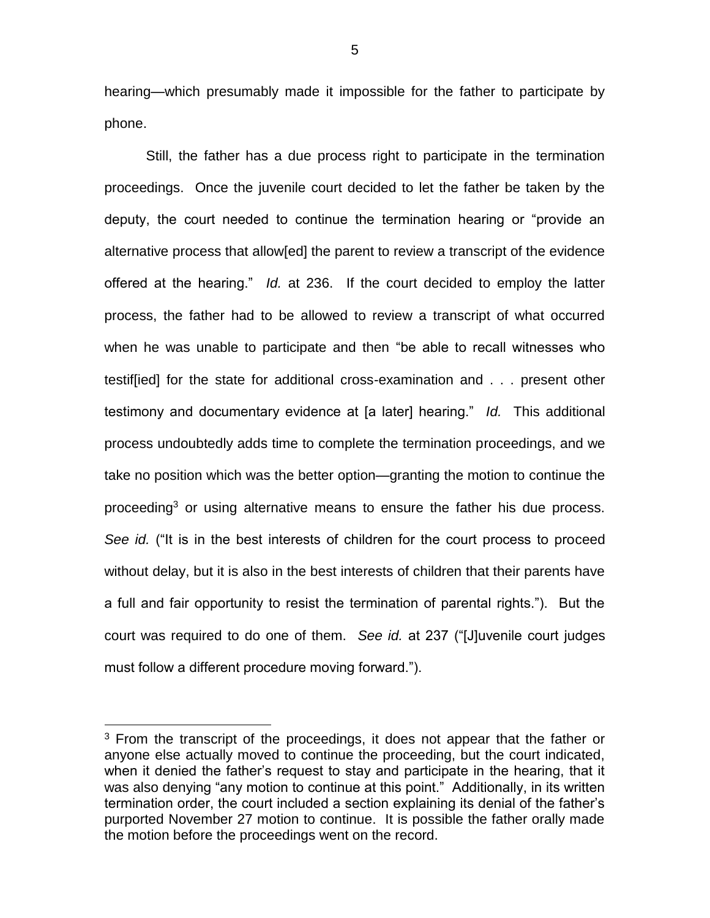hearing—which presumably made it impossible for the father to participate by phone.

Still, the father has a due process right to participate in the termination proceedings. Once the juvenile court decided to let the father be taken by the deputy, the court needed to continue the termination hearing or "provide an alternative process that allow[ed] the parent to review a transcript of the evidence offered at the hearing." *Id.* at 236. If the court decided to employ the latter process, the father had to be allowed to review a transcript of what occurred when he was unable to participate and then "be able to recall witnesses who testif[ied] for the state for additional cross-examination and . . . present other testimony and documentary evidence at [a later] hearing." *Id.* This additional process undoubtedly adds time to complete the termination proceedings, and we take no position which was the better option—granting the motion to continue the proceeding[3] or using alternative means to ensure the father his due process. *See id.* ("It is in the best interests of children for the court process to proceed without delay, but it is also in the best interests of children that their parents have a full and fair opportunity to resist the termination of parental rights."). But the court was required to do one of them. *See id.* at 237 ("[J]uvenile court judges must follow a different procedure moving forward.").

[3] From the transcript of the proceedings, it does not appear that the father or anyone else actually moved to continue the proceeding, but the court indicated, when it denied the father's request to stay and participate in the hearing, that it was also denying "any motion to continue at this point." Additionally, in its written termination order, the court included a section explaining its denial of the father's purported November 27 motion to continue. It is possible the father orally made the motion before the proceedings went on the record.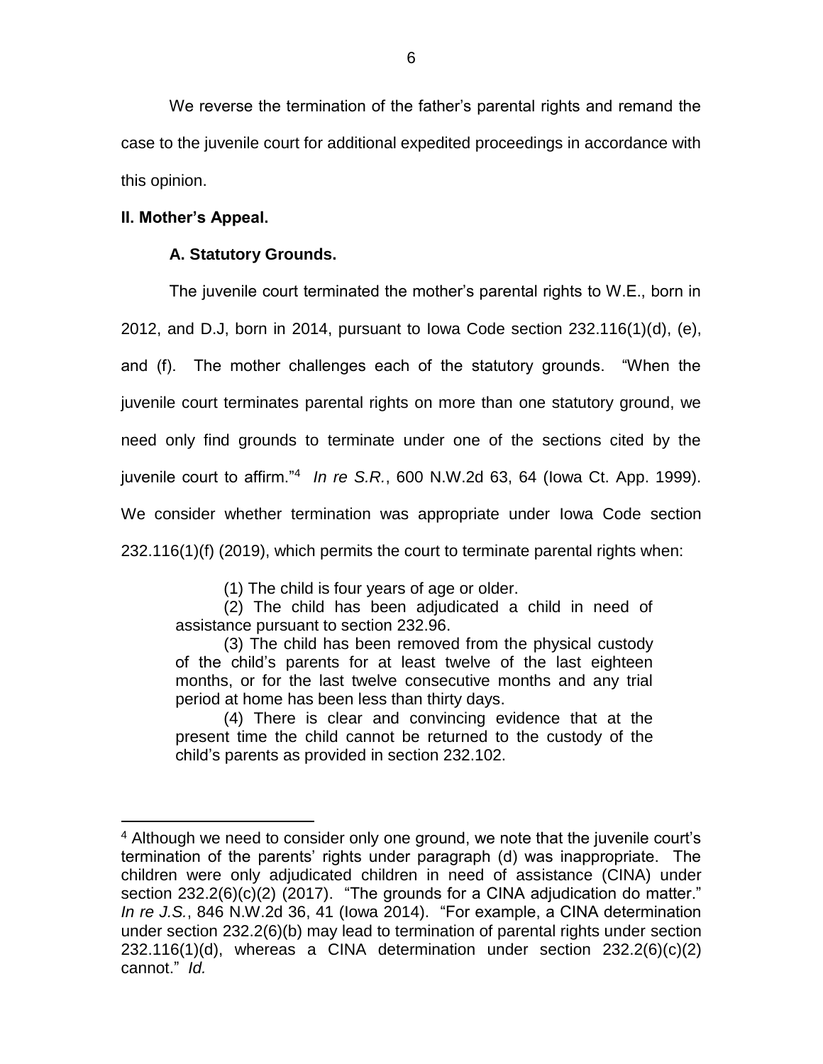We reverse the termination of the father's parental rights and remand the case to the juvenile court for additional expedited proceedings in accordance with this opinion.

## II. Mother's Appeal.

### A. Statutory Grounds.

The juvenile court terminated the mother's parental rights to W.E., born in 2012, and D.J, born in 2014, pursuant to Iowa Code section 232.116(1)(d), (e), and (f). The mother challenges each of the statutory grounds. "When the juvenile court terminates parental rights on more than one statutory ground, we need only find grounds to terminate under one of the sections cited by the juvenile court to affirm."[4] *In re S.R.*, 600 N.W.2d 63, 64 (Iowa Ct. App. 1999). We consider whether termination was appropriate under Iowa Code section 232.116(1)(f) (2019), which permits the court to terminate parental rights when:

> (1) The child is four years of age or older.
>
> (2) The child has been adjudicated a child in need of assistance pursuant to section 232.96.
>
> (3) The child has been removed from the physical custody of the child's parents for at least twelve of the last eighteen months, or for the last twelve consecutive months and any trial period at home has been less than thirty days.
>
> (4) There is clear and convincing evidence that at the present time the child cannot be returned to the custody of the child's parents as provided in section 232.102.

---

[4] Although we need to consider only one ground, we note that the juvenile court's termination of the parents' rights under paragraph (d) was inappropriate. The children were only adjudicated children in need of assistance (CINA) under section 232.2(6)(c)(2) (2017). "The grounds for a CINA adjudication do matter." *In re J.S.*, 846 N.W.2d 36, 41 (Iowa 2014). "For example, a CINA determination under section 232.2(6)(b) may lead to termination of parental rights under section 232.116(1)(d), whereas a CINA determination under section 232.2(6)(c)(2) cannot." *Id.*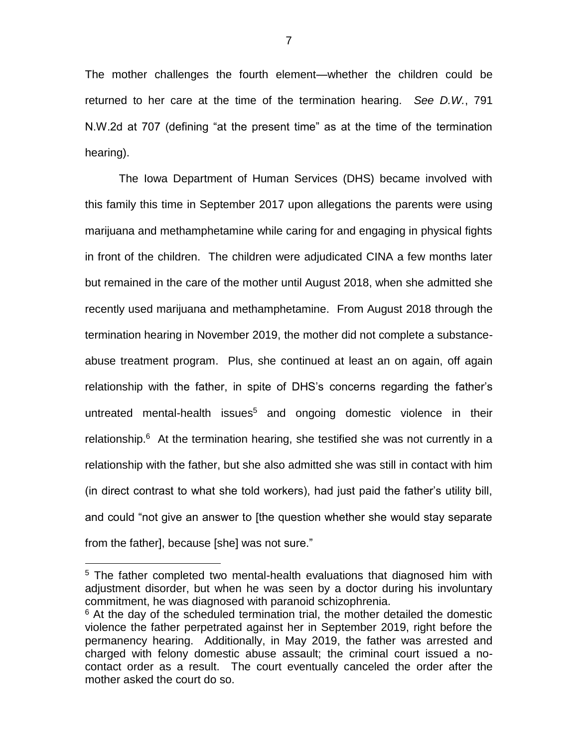The mother challenges the fourth element—whether the children could be returned to her care at the time of the termination hearing. *See D.W.*, 791 N.W.2d at 707 (defining "at the present time" as at the time of the termination hearing).

The Iowa Department of Human Services (DHS) became involved with this family this time in September 2017 upon allegations the parents were using marijuana and methamphetamine while caring for and engaging in physical fights in front of the children. The children were adjudicated CINA a few months later but remained in the care of the mother until August 2018, when she admitted she recently used marijuana and methamphetamine. From August 2018 through the termination hearing in November 2019, the mother did not complete a substance-abuse treatment program. Plus, she continued at least an on again, off again relationship with the father, in spite of DHS's concerns regarding the father's untreated mental-health issues[5] and ongoing domestic violence in their relationship.[6] At the termination hearing, she testified she was not currently in a relationship with the father, but she also admitted she was still in contact with him (in direct contrast to what she told workers), had just paid the father's utility bill, and could "not give an answer to [the question whether she would stay separate from the father], because [she] was not sure."

---

[5] The father completed two mental-health evaluations that diagnosed him with adjustment disorder, but when he was seen by a doctor during his involuntary commitment, he was diagnosed with paranoid schizophrenia.

[6] At the day of the scheduled termination trial, the mother detailed the domestic violence the father perpetrated against her in September 2019, right before the permanency hearing. Additionally, in May 2019, the father was arrested and charged with felony domestic abuse assault; the criminal court issued a no-contact order as a result. The court eventually canceled the order after the mother asked the court do so.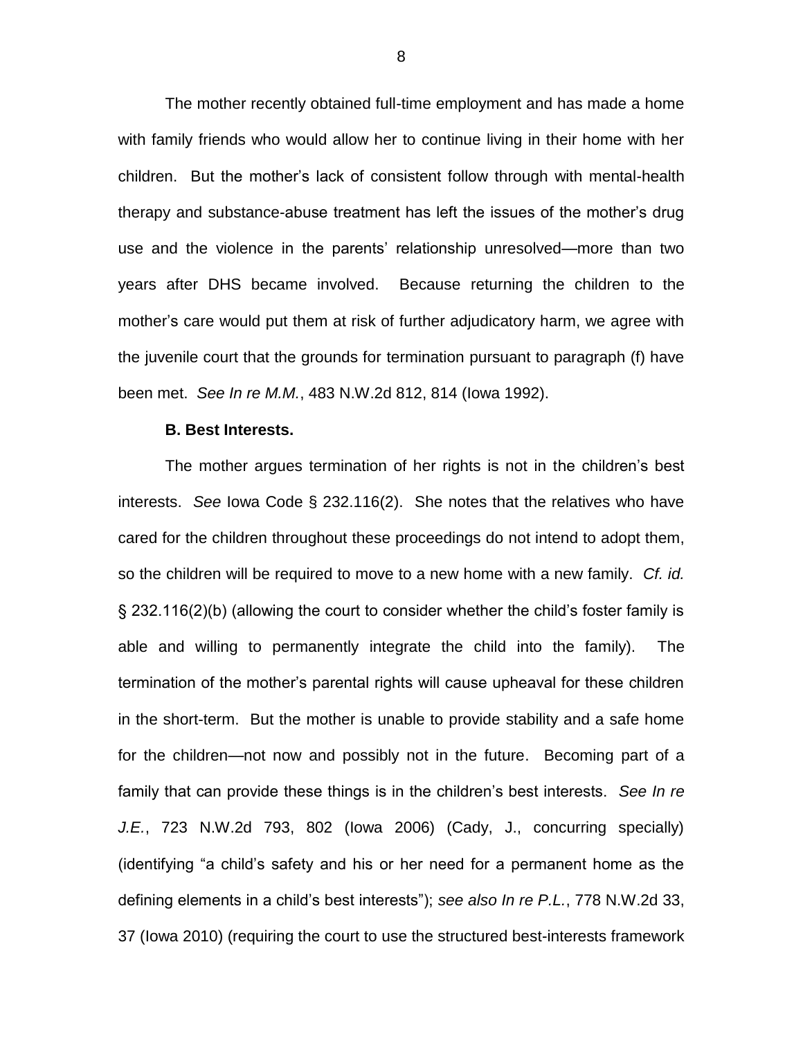The mother recently obtained full-time employment and has made a home with family friends who would allow her to continue living in their home with her children. But the mother's lack of consistent follow through with mental-health therapy and substance-abuse treatment has left the issues of the mother's drug use and the violence in the parents' relationship unresolved—more than two years after DHS became involved. Because returning the children to the mother's care would put them at risk of further adjudicatory harm, we agree with the juvenile court that the grounds for termination pursuant to paragraph (f) have been met. *See In re M.M.*, 483 N.W.2d 812, 814 (Iowa 1992).

**B. Best Interests.**

The mother argues termination of her rights is not in the children's best interests. *See* Iowa Code § 232.116(2). She notes that the relatives who have cared for the children throughout these proceedings do not intend to adopt them, so the children will be required to move to a new home with a new family. *Cf. id.* § 232.116(2)(b) (allowing the court to consider whether the child's foster family is able and willing to permanently integrate the child into the family). The termination of the mother's parental rights will cause upheaval for these children in the short-term. But the mother is unable to provide stability and a safe home for the children—not now and possibly not in the future. Becoming part of a family that can provide these things is in the children's best interests. *See In re J.E.*, 723 N.W.2d 793, 802 (Iowa 2006) (Cady, J., concurring specially) (identifying "a child's safety and his or her need for a permanent home as the defining elements in a child's best interests"); *see also In re P.L.*, 778 N.W.2d 33, 37 (Iowa 2010) (requiring the court to use the structured best-interests framework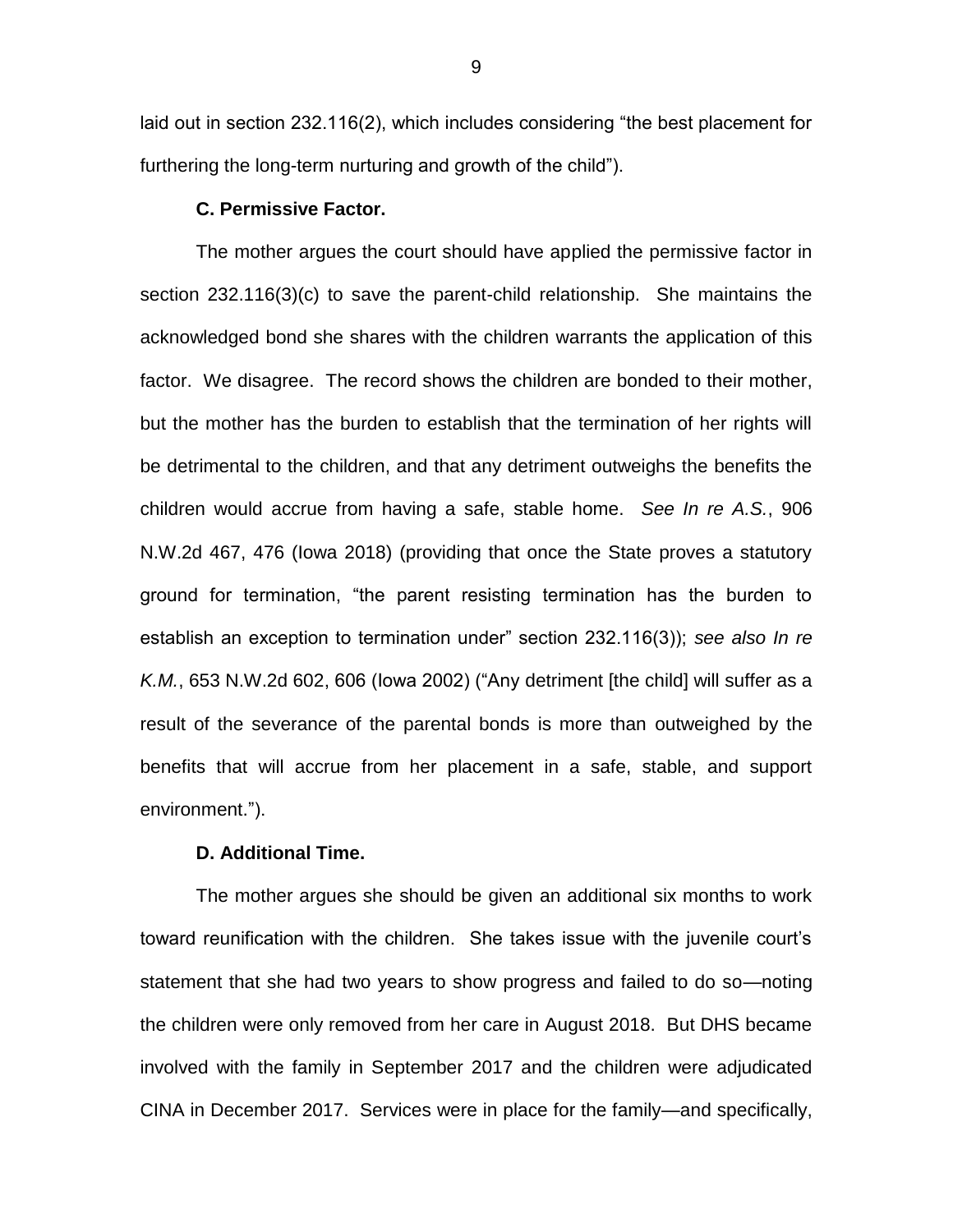laid out in section 232.116(2), which includes considering "the best placement for furthering the long-term nurturing and growth of the child").

**C. Permissive Factor.**

The mother argues the court should have applied the permissive factor in section 232.116(3)(c) to save the parent-child relationship. She maintains the acknowledged bond she shares with the children warrants the application of this factor. We disagree. The record shows the children are bonded to their mother, but the mother has the burden to establish that the termination of her rights will be detrimental to the children, and that any detriment outweighs the benefits the children would accrue from having a safe, stable home. *See In re A.S.*, 906 N.W.2d 467, 476 (Iowa 2018) (providing that once the State proves a statutory ground for termination, "the parent resisting termination has the burden to establish an exception to termination under" section 232.116(3)); *see also In re K.M.*, 653 N.W.2d 602, 606 (Iowa 2002) ("Any detriment [the child] will suffer as a result of the severance of the parental bonds is more than outweighed by the benefits that will accrue from her placement in a safe, stable, and support environment.").

**D. Additional Time.**

The mother argues she should be given an additional six months to work toward reunification with the children. She takes issue with the juvenile court's statement that she had two years to show progress and failed to do so—noting the children were only removed from her care in August 2018. But DHS became involved with the family in September 2017 and the children were adjudicated CINA in December 2017. Services were in place for the family—and specifically,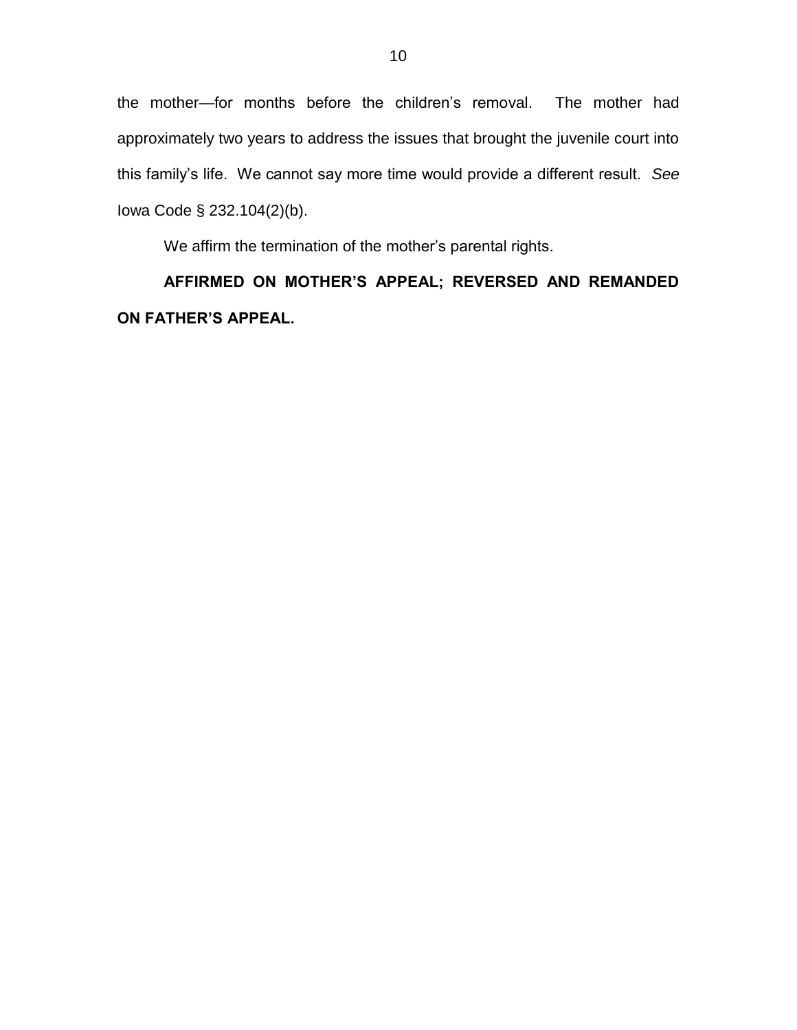the mother—for months before the children's removal. The mother had approximately two years to address the issues that brought the juvenile court into this family's life. We cannot say more time would provide a different result. *See* Iowa Code § 232.104(2)(b).

We affirm the termination of the mother's parental rights.

**AFFIRMED ON MOTHER'S APPEAL; REVERSED AND REMANDED ON FATHER'S APPEAL.**